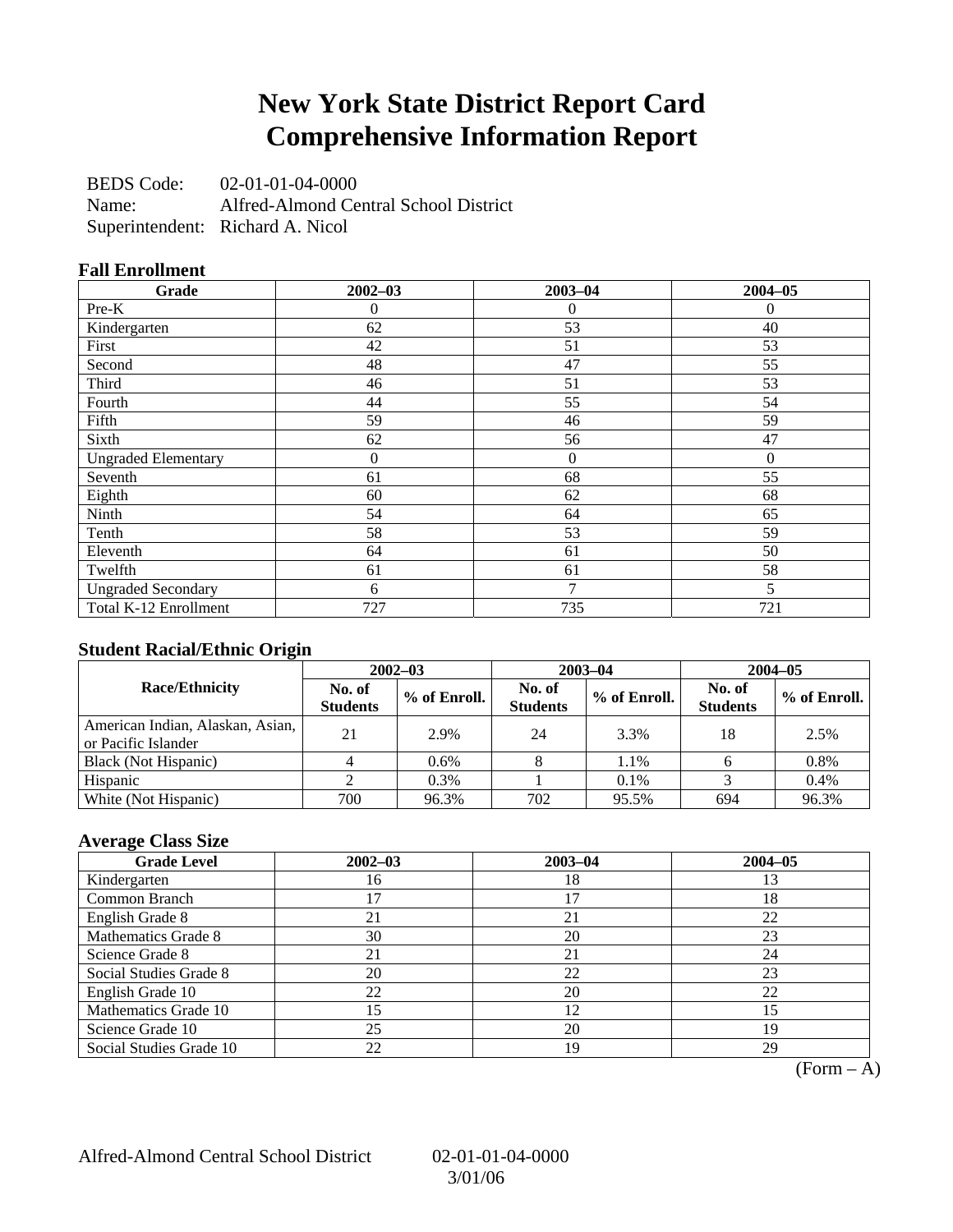# New York State District Report Card Comprehensive Information Report

BEDS Code: 02-01-01-04-0000
Name: Alfred-Almond Central School District
Superintendent: Richard A. Nicol

### Fall Enrollment

| Grade | 2002–03 | 2003–04 | 2004–05 |
|---|---|---|---|
| Pre-K | 0 | 0 | 0 |
| Kindergarten | 62 | 53 | 40 |
| First | 42 | 51 | 53 |
| Second | 48 | 47 | 55 |
| Third | 46 | 51 | 53 |
| Fourth | 44 | 55 | 54 |
| Fifth | 59 | 46 | 59 |
| Sixth | 62 | 56 | 47 |
| Ungraded Elementary | 0 | 0 | 0 |
| Seventh | 61 | 68 | 55 |
| Eighth | 60 | 62 | 68 |
| Ninth | 54 | 64 | 65 |
| Tenth | 58 | 53 | 59 |
| Eleventh | 64 | 61 | 50 |
| Twelfth | 61 | 61 | 58 |
| Ungraded Secondary | 6 | 7 | 5 |
| Total K-12 Enrollment | 727 | 735 | 721 |

### Student Racial/Ethnic Origin

| Race/Ethnicity | 2002–03 | | 2003–04 | | 2004–05 | |
|---|---|---|---|---|---|---|
| | No. of Students | % of Enroll. | No. of Students | % of Enroll. | No. of Students | % of Enroll. |
| American Indian, Alaskan, Asian, or Pacific Islander | 21 | 2.9% | 24 | 3.3% | 18 | 2.5% |
| Black (Not Hispanic) | 4 | 0.6% | 8 | 1.1% | 6 | 0.8% |
| Hispanic | 2 | 0.3% | 1 | 0.1% | 3 | 0.4% |
| White (Not Hispanic) | 700 | 96.3% | 702 | 95.5% | 694 | 96.3% |

### Average Class Size

| Grade Level | 2002–03 | 2003–04 | 2004–05 |
|---|---|---|---|
| Kindergarten | 16 | 18 | 13 |
| Common Branch | 17 | 17 | 18 |
| English Grade 8 | 21 | 21 | 22 |
| Mathematics Grade 8 | 30 | 20 | 23 |
| Science Grade 8 | 21 | 21 | 24 |
| Social Studies Grade 8 | 20 | 22 | 23 |
| English Grade 10 | 22 | 20 | 22 |
| Mathematics Grade 10 | 15 | 12 | 15 |
| Science Grade 10 | 25 | 20 | 19 |
| Social Studies Grade 10 | 22 | 19 | 29 |

(Form – A)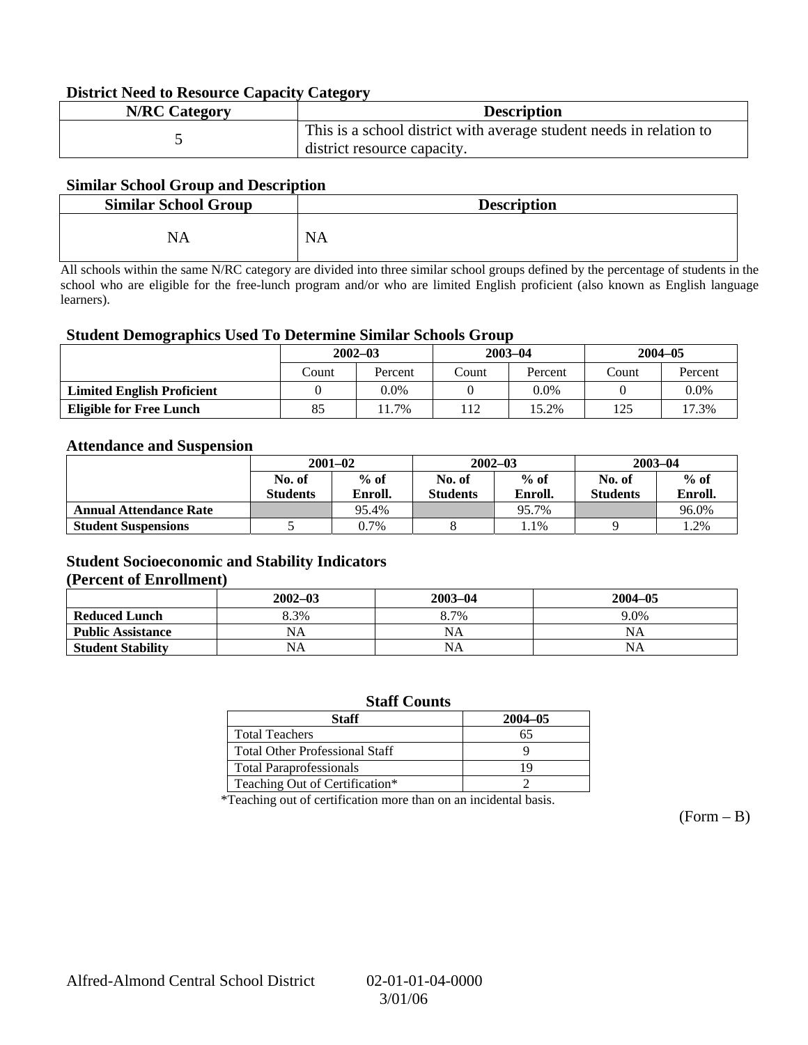### District Need to Resource Capacity Category

| N/RC Category | Description |
|---|---|
| 5 | This is a school district with average student needs in relation to district resource capacity. |

### Similar School Group and Description

| Similar School Group | Description |
|---|---|
| NA | NA |

All schools within the same N/RC category are divided into three similar school groups defined by the percentage of students in the school who are eligible for the free-lunch program and/or who are limited English proficient (also known as English language learners).

### Student Demographics Used To Determine Similar Schools Group

| | 2002–03 | | 2003–04 | | 2004–05 | |
|---|---|---|---|---|---|---|
| | Count | Percent | Count | Percent | Count | Percent |
| **Limited English Proficient** | 0 | 0.0% | 0 | 0.0% | 0 | 0.0% |
| **Eligible for Free Lunch** | 85 | 11.7% | 112 | 15.2% | 125 | 17.3% |

### Attendance and Suspension

| | 2001–02 | | 2002–03 | | 2003–04 | |
|---|---|---|---|---|---|---|
| | No. of Students | % of Enroll. | No. of Students | % of Enroll. | No. of Students | % of Enroll. |
| **Annual Attendance Rate** | | 95.4% | | 95.7% | | 96.0% |
| **Student Suspensions** | 5 | 0.7% | 8 | 1.1% | 9 | 1.2% |

### Student Socioeconomic and Stability Indicators (Percent of Enrollment)

| | 2002–03 | 2003–04 | 2004–05 |
|---|---|---|---|
| **Reduced Lunch** | 8.3% | 8.7% | 9.0% |
| **Public Assistance** | NA | NA | NA |
| **Student Stability** | NA | NA | NA |

### Staff Counts

| Staff | 2004–05 |
|---|---|
| Total Teachers | 65 |
| Total Other Professional Staff | 9 |
| Total Paraprofessionals | 19 |
| Teaching Out of Certification* | 2 |

*Teaching out of certification more than on an incidental basis.

(Form – B)

Alfred-Almond Central School District 02-01-01-04-0000 3/01/06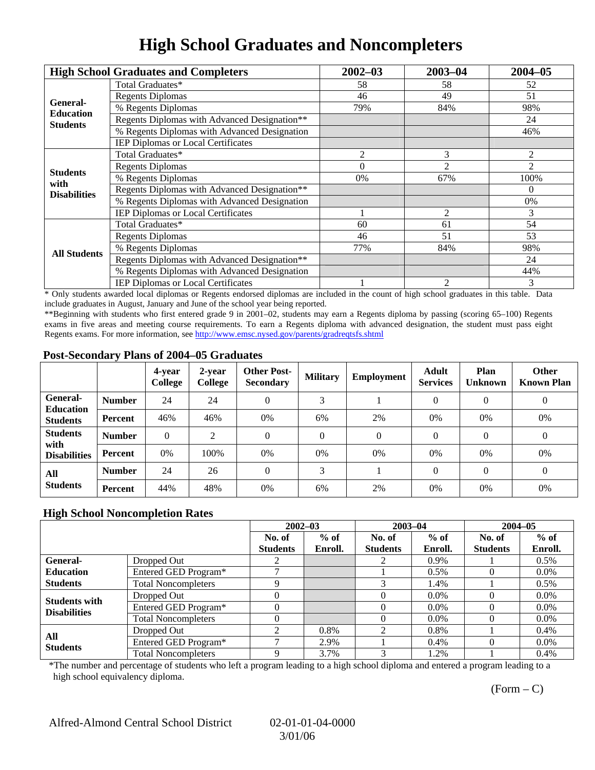# High School Graduates and Noncompleters

| High School Graduates and Completers | | 2002–03 | 2003–04 | 2004–05 |
|---|---|---|---|---|
| General-Education Students | Total Graduates* | 58 | 58 | 52 |
| | Regents Diplomas | 46 | 49 | 51 |
| | % Regents Diplomas | 79% | 84% | 98% |
| | Regents Diplomas with Advanced Designation** | | | 24 |
| | % Regents Diplomas with Advanced Designation | | | 46% |
| | IEP Diplomas or Local Certificates | | | |
| Students with Disabilities | Total Graduates* | 2 | 3 | 2 |
| | Regents Diplomas | 0 | 2 | 2 |
| | % Regents Diplomas | 0% | 67% | 100% |
| | Regents Diplomas with Advanced Designation** | | | 0 |
| | % Regents Diplomas with Advanced Designation | | | 0% |
| | IEP Diplomas or Local Certificates | 1 | 2 | 3 |
| All Students | Total Graduates* | 60 | 61 | 54 |
| | Regents Diplomas | 46 | 51 | 53 |
| | % Regents Diplomas | 77% | 84% | 98% |
| | Regents Diplomas with Advanced Designation** | | | 24 |
| | % Regents Diplomas with Advanced Designation | | | 44% |
| | IEP Diplomas or Local Certificates | 1 | 2 | 3 |

* Only students awarded local diplomas or Regents endorsed diplomas are included in the count of high school graduates in this table. Data include graduates in August, January and June of the school year being reported.

**Beginning with students who first entered grade 9 in 2001–02, students may earn a Regents diploma by passing (scoring 65–100) Regents exams in five areas and meeting course requirements. To earn a Regents diploma with advanced designation, the student must pass eight Regents exams. For more information, see http://www.emsc.nysed.gov/parents/gradreqtsfs.shtml

## Post-Secondary Plans of 2004–05 Graduates

| | | 4-year College | 2-year College | Other Post-Secondary | Military | Employment | Adult Services | Plan Unknown | Other Known Plan |
|---|---|---|---|---|---|---|---|---|---|
| General-Education Students | Number | 24 | 24 | 0 | 3 | 1 | 0 | 0 | 0 |
| | Percent | 46% | 46% | 0% | 6% | 2% | 0% | 0% | 0% |
| Students with Disabilities | Number | 0 | 2 | 0 | 0 | 0 | 0 | 0 | 0 |
| | Percent | 0% | 100% | 0% | 0% | 0% | 0% | 0% | 0% |
| All Students | Number | 24 | 26 | 0 | 3 | 1 | 0 | 0 | 0 |
| | Percent | 44% | 48% | 0% | 6% | 2% | 0% | 0% | 0% |

## High School Noncompletion Rates

| | | 2002–03 | | 2003–04 | | 2004–05 | |
|---|---|---|---|---|---|---|---|
| | | No. of Students | % of Enroll. | No. of Students | % of Enroll. | No. of Students | % of Enroll. |
| General-Education Students | Dropped Out | 2 | | 2 | 0.9% | 1 | 0.5% |
| | Entered GED Program* | 7 | | 1 | 0.5% | 0 | 0.0% |
| | Total Noncompleters | 9 | | 3 | 1.4% | 1 | 0.5% |
| Students with Disabilities | Dropped Out | 0 | | 0 | 0.0% | 0 | 0.0% |
| | Entered GED Program* | 0 | | 0 | 0.0% | 0 | 0.0% |
| | Total Noncompleters | 0 | | 0 | 0.0% | 0 | 0.0% |
| All Students | Dropped Out | 2 | 0.8% | 2 | 0.8% | 1 | 0.4% |
| | Entered GED Program* | 7 | 2.9% | 1 | 0.4% | 0 | 0.0% |
| | Total Noncompleters | 9 | 3.7% | 3 | 1.2% | 1 | 0.4% |

*The number and percentage of students who left a program leading to a high school diploma and entered a program leading to a high school equivalency diploma.

(Form – C)

Alfred-Almond Central School District 02-01-01-04-0000 3/01/06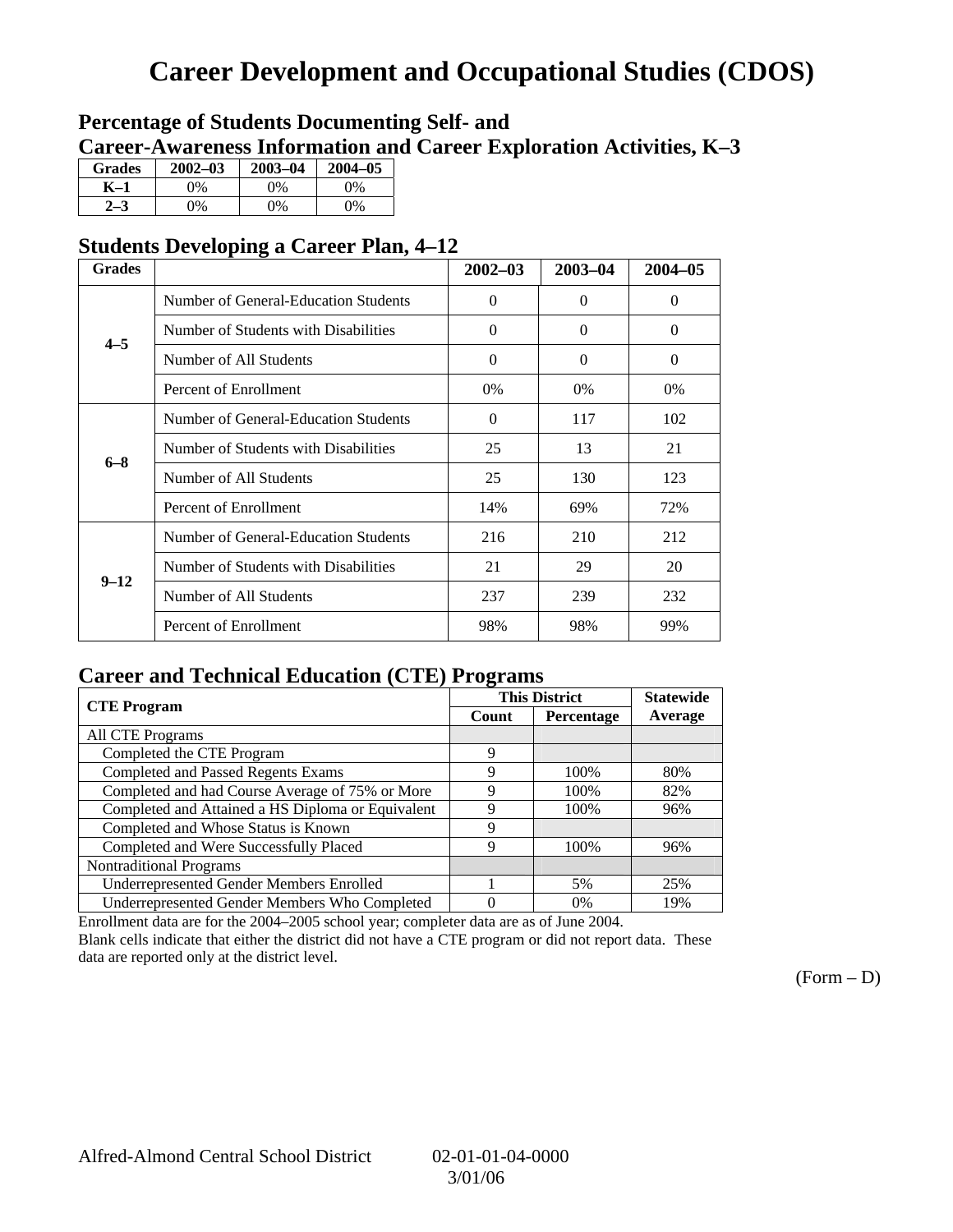# Career Development and Occupational Studies (CDOS)

## Percentage of Students Documenting Self- and Career-Awareness Information and Career Exploration Activities, K–3

| Grades | 2002–03 | 2003–04 | 2004–05 |
|---|---|---|---|
| K–1 | 0% | 0% | 0% |
| 2–3 | 0% | 0% | 0% |

## Students Developing a Career Plan, 4–12

| Grades | | 2002–03 | 2003–04 | 2004–05 |
|---|---|---|---|---|
| 4–5 | Number of General-Education Students | 0 | 0 | 0 |
| | Number of Students with Disabilities | 0 | 0 | 0 |
| | Number of All Students | 0 | 0 | 0 |
| | Percent of Enrollment | 0% | 0% | 0% |
| 6–8 | Number of General-Education Students | 0 | 117 | 102 |
| | Number of Students with Disabilities | 25 | 13 | 21 |
| | Number of All Students | 25 | 130 | 123 |
| | Percent of Enrollment | 14% | 69% | 72% |
| 9–12 | Number of General-Education Students | 216 | 210 | 212 |
| | Number of Students with Disabilities | 21 | 29 | 20 |
| | Number of All Students | 237 | 239 | 232 |
| | Percent of Enrollment | 98% | 98% | 99% |

## Career and Technical Education (CTE) Programs

| CTE Program | This District | | Statewide |
|---|---|---|---|
| | Count | Percentage | Average |
| All CTE Programs | | | |
| Completed the CTE Program | 9 | | |
| Completed and Passed Regents Exams | 9 | 100% | 80% |
| Completed and had Course Average of 75% or More | 9 | 100% | 82% |
| Completed and Attained a HS Diploma or Equivalent | 9 | 100% | 96% |
| Completed and Whose Status is Known | 9 | | |
| Completed and Were Successfully Placed | 9 | 100% | 96% |
| Nontraditional Programs | | | |
| Underrepresented Gender Members Enrolled | 1 | 5% | 25% |
| Underrepresented Gender Members Who Completed | 0 | 0% | 19% |

Enrollment data are for the 2004–2005 school year; completer data are as of June 2004.

Blank cells indicate that either the district did not have a CTE program or did not report data. These data are reported only at the district level.

(Form – D)

Alfred-Almond Central School District 02-01-01-04-0000 3/01/06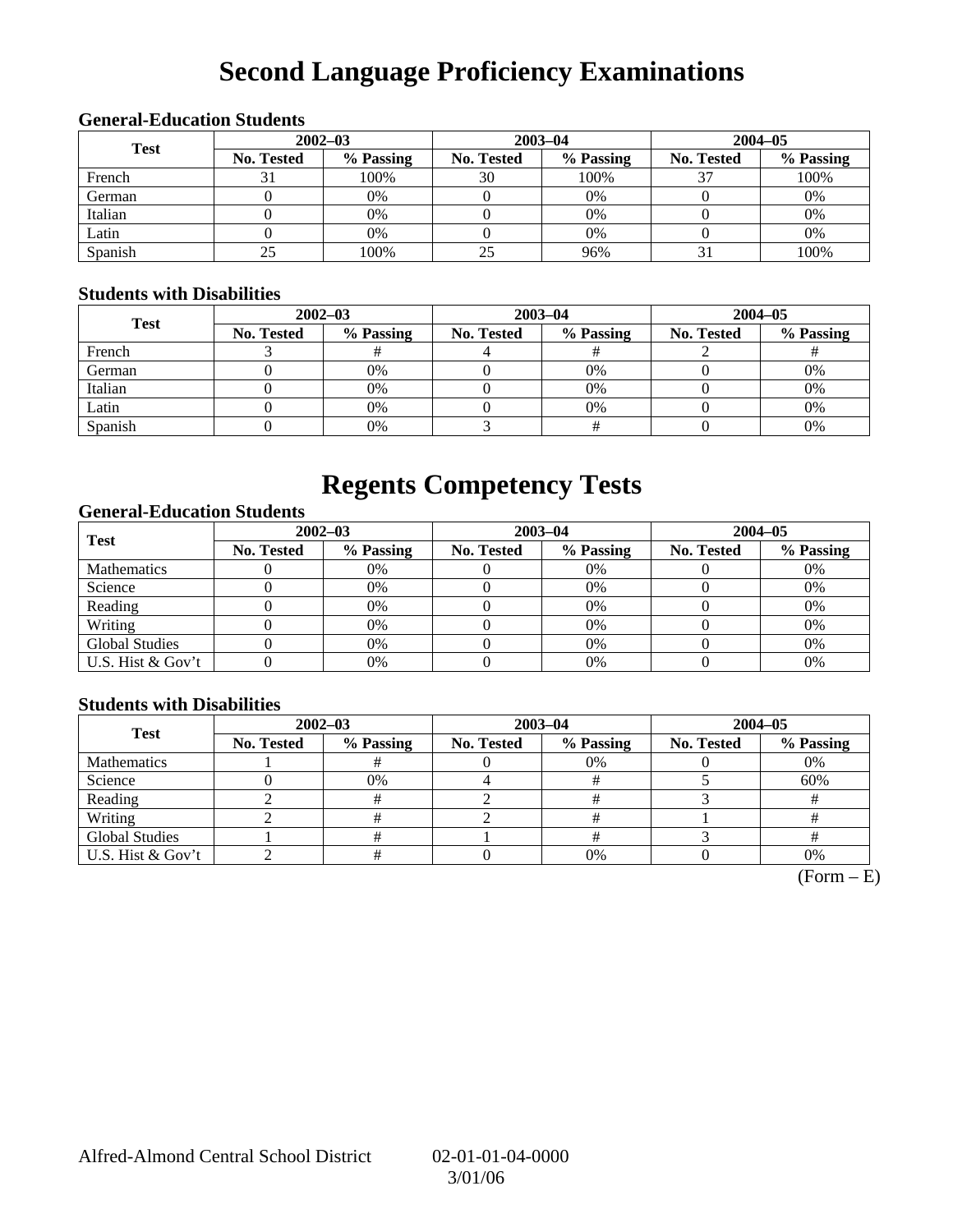# Second Language Proficiency Examinations

### General-Education Students

| Test | 2002–03 | | 2003–04 | | 2004–05 | |
|---|---|---|---|---|---|---|
| | No. Tested | % Passing | No. Tested | % Passing | No. Tested | % Passing |
| French | 31 | 100% | 30 | 100% | 37 | 100% |
| German | 0 | 0% | 0 | 0% | 0 | 0% |
| Italian | 0 | 0% | 0 | 0% | 0 | 0% |
| Latin | 0 | 0% | 0 | 0% | 0 | 0% |
| Spanish | 25 | 100% | 25 | 96% | 31 | 100% |

### Students with Disabilities

| Test | 2002–03 | | 2003–04 | | 2004–05 | |
|---|---|---|---|---|---|---|
| | No. Tested | % Passing | No. Tested | % Passing | No. Tested | % Passing |
| French | 3 | # | 4 | # | 2 | # |
| German | 0 | 0% | 0 | 0% | 0 | 0% |
| Italian | 0 | 0% | 0 | 0% | 0 | 0% |
| Latin | 0 | 0% | 0 | 0% | 0 | 0% |
| Spanish | 0 | 0% | 3 | # | 0 | 0% |

# Regents Competency Tests

### General-Education Students

| Test | 2002–03 | | 2003–04 | | 2004–05 | |
|---|---|---|---|---|---|---|
| | No. Tested | % Passing | No. Tested | % Passing | No. Tested | % Passing |
| Mathematics | 0 | 0% | 0 | 0% | 0 | 0% |
| Science | 0 | 0% | 0 | 0% | 0 | 0% |
| Reading | 0 | 0% | 0 | 0% | 0 | 0% |
| Writing | 0 | 0% | 0 | 0% | 0 | 0% |
| Global Studies | 0 | 0% | 0 | 0% | 0 | 0% |
| U.S. Hist & Gov't | 0 | 0% | 0 | 0% | 0 | 0% |

### Students with Disabilities

| Test | 2002–03 | | 2003–04 | | 2004–05 | |
|---|---|---|---|---|---|---|
| | No. Tested | % Passing | No. Tested | % Passing | No. Tested | % Passing |
| Mathematics | 1 | # | 0 | 0% | 0 | 0% |
| Science | 0 | 0% | 4 | # | 5 | 60% |
| Reading | 2 | # | 2 | # | 3 | # |
| Writing | 2 | # | 2 | # | 1 | # |
| Global Studies | 1 | # | 1 | # | 3 | # |
| U.S. Hist & Gov't | 2 | # | 0 | 0% | 0 | 0% |

(Form – E)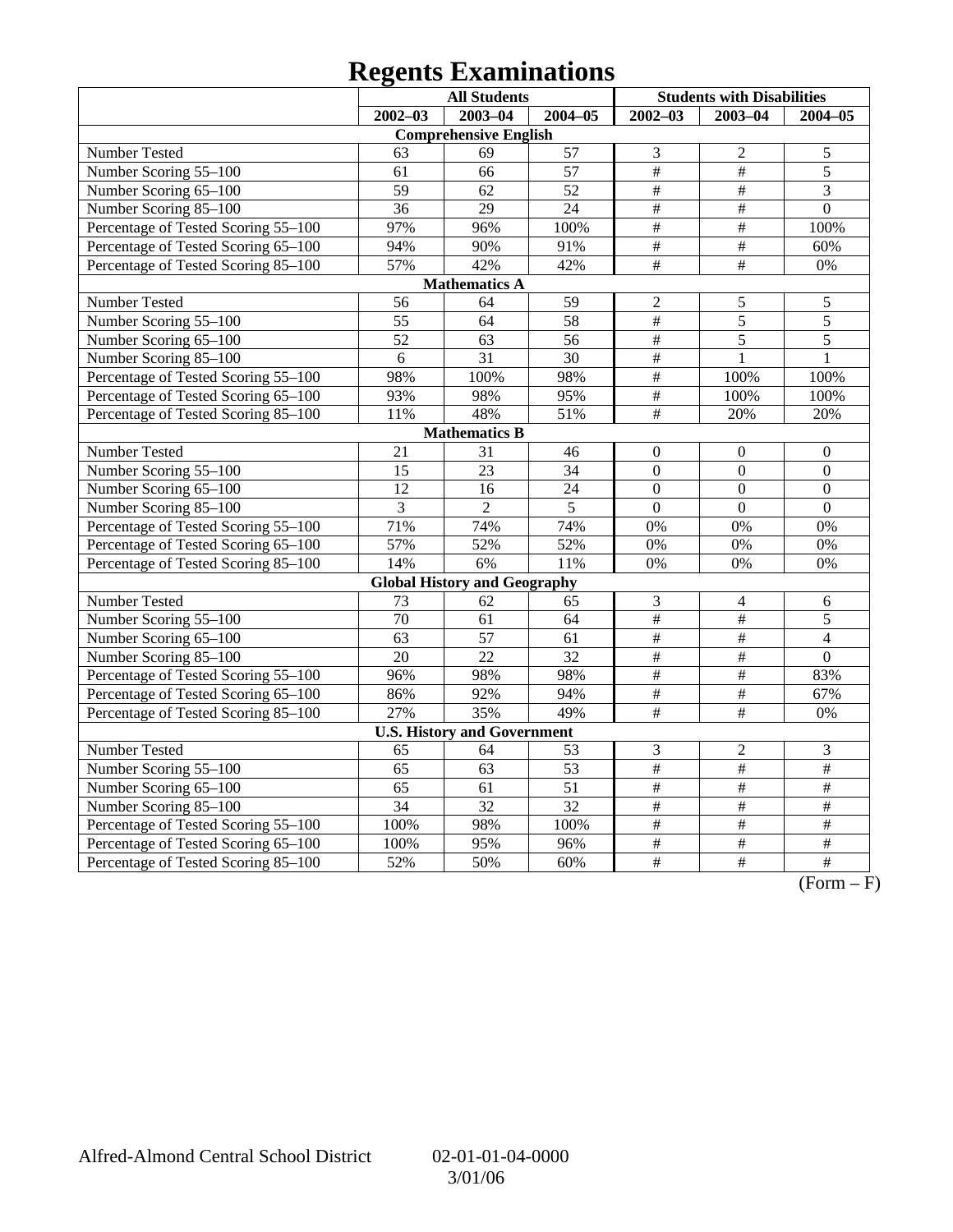# Regents Examinations

| | All Students | | | Students with Disabilities | | |
|---|---|---|---|---|---|---|
| | 2002–03 | 2003–04 | 2004–05 | 2002–03 | 2003–04 | 2004–05 |
| **Comprehensive English** | | | | | | |
| Number Tested | 63 | 69 | 57 | 3 | 2 | 5 |
| Number Scoring 55–100 | 61 | 66 | 57 | # | # | 5 |
| Number Scoring 65–100 | 59 | 62 | 52 | # | # | 3 |
| Number Scoring 85–100 | 36 | 29 | 24 | # | # | 0 |
| Percentage of Tested Scoring 55–100 | 97% | 96% | 100% | # | # | 100% |
| Percentage of Tested Scoring 65–100 | 94% | 90% | 91% | # | # | 60% |
| Percentage of Tested Scoring 85–100 | 57% | 42% | 42% | # | # | 0% |
| **Mathematics A** | | | | | | |
| Number Tested | 56 | 64 | 59 | 2 | 5 | 5 |
| Number Scoring 55–100 | 55 | 64 | 58 | # | 5 | 5 |
| Number Scoring 65–100 | 52 | 63 | 56 | # | 5 | 5 |
| Number Scoring 85–100 | 6 | 31 | 30 | # | 1 | 1 |
| Percentage of Tested Scoring 55–100 | 98% | 100% | 98% | # | 100% | 100% |
| Percentage of Tested Scoring 65–100 | 93% | 98% | 95% | # | 100% | 100% |
| Percentage of Tested Scoring 85–100 | 11% | 48% | 51% | # | 20% | 20% |
| **Mathematics B** | | | | | | |
| Number Tested | 21 | 31 | 46 | 0 | 0 | 0 |
| Number Scoring 55–100 | 15 | 23 | 34 | 0 | 0 | 0 |
| Number Scoring 65–100 | 12 | 16 | 24 | 0 | 0 | 0 |
| Number Scoring 85–100 | 3 | 2 | 5 | 0 | 0 | 0 |
| Percentage of Tested Scoring 55–100 | 71% | 74% | 74% | 0% | 0% | 0% |
| Percentage of Tested Scoring 65–100 | 57% | 52% | 52% | 0% | 0% | 0% |
| Percentage of Tested Scoring 85–100 | 14% | 6% | 11% | 0% | 0% | 0% |
| **Global History and Geography** | | | | | | |
| Number Tested | 73 | 62 | 65 | 3 | 4 | 6 |
| Number Scoring 55–100 | 70 | 61 | 64 | # | # | 5 |
| Number Scoring 65–100 | 63 | 57 | 61 | # | # | 4 |
| Number Scoring 85–100 | 20 | 22 | 32 | # | # | 0 |
| Percentage of Tested Scoring 55–100 | 96% | 98% | 98% | # | # | 83% |
| Percentage of Tested Scoring 65–100 | 86% | 92% | 94% | # | # | 67% |
| Percentage of Tested Scoring 85–100 | 27% | 35% | 49% | # | # | 0% |
| **U.S. History and Government** | | | | | | |
| Number Tested | 65 | 64 | 53 | 3 | 2 | 3 |
| Number Scoring 55–100 | 65 | 63 | 53 | # | # | # |
| Number Scoring 65–100 | 65 | 61 | 51 | # | # | # |
| Number Scoring 85–100 | 34 | 32 | 32 | # | # | # |
| Percentage of Tested Scoring 55–100 | 100% | 98% | 100% | # | # | # |
| Percentage of Tested Scoring 65–100 | 100% | 95% | 96% | # | # | # |
| Percentage of Tested Scoring 85–100 | 52% | 50% | 60% | # | # | # |

(Form – F)

Alfred-Almond Central School District 02-01-01-04-0000
3/01/06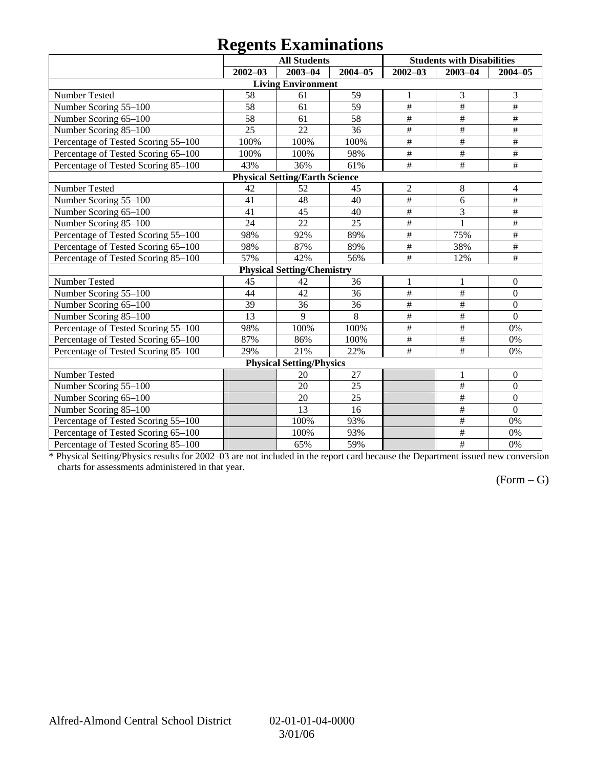# Regents Examinations

| | All Students | | | Students with Disabilities | | |
|---|---|---|---|---|---|---|
| | 2002–03 | 2003–04 | 2004–05 | 2002–03 | 2003–04 | 2004–05 |
| **Living Environment** | | | | | | |
| Number Tested | 58 | 61 | 59 | 1 | 3 | 3 |
| Number Scoring 55–100 | 58 | 61 | 59 | # | # | # |
| Number Scoring 65–100 | 58 | 61 | 58 | # | # | # |
| Number Scoring 85–100 | 25 | 22 | 36 | # | # | # |
| Percentage of Tested Scoring 55–100 | 100% | 100% | 100% | # | # | # |
| Percentage of Tested Scoring 65–100 | 100% | 100% | 98% | # | # | # |
| Percentage of Tested Scoring 85–100 | 43% | 36% | 61% | # | # | # |
| **Physical Setting/Earth Science** | | | | | | |
| Number Tested | 42 | 52 | 45 | 2 | 8 | 4 |
| Number Scoring 55–100 | 41 | 48 | 40 | # | 6 | # |
| Number Scoring 65–100 | 41 | 45 | 40 | # | 3 | # |
| Number Scoring 85–100 | 24 | 22 | 25 | # | 1 | # |
| Percentage of Tested Scoring 55–100 | 98% | 92% | 89% | # | 75% | # |
| Percentage of Tested Scoring 65–100 | 98% | 87% | 89% | # | 38% | # |
| Percentage of Tested Scoring 85–100 | 57% | 42% | 56% | # | 12% | # |
| **Physical Setting/Chemistry** | | | | | | |
| Number Tested | 45 | 42 | 36 | 1 | 1 | 0 |
| Number Scoring 55–100 | 44 | 42 | 36 | # | # | 0 |
| Number Scoring 65–100 | 39 | 36 | 36 | # | # | 0 |
| Number Scoring 85–100 | 13 | 9 | 8 | # | # | 0 |
| Percentage of Tested Scoring 55–100 | 98% | 100% | 100% | # | # | 0% |
| Percentage of Tested Scoring 65–100 | 87% | 86% | 100% | # | # | 0% |
| Percentage of Tested Scoring 85–100 | 29% | 21% | 22% | # | # | 0% |
| **Physical Setting/Physics** | | | | | | |
| Number Tested | | 20 | 27 | | 1 | 0 |
| Number Scoring 55–100 | | 20 | 25 | | # | 0 |
| Number Scoring 65–100 | | 20 | 25 | | # | 0 |
| Number Scoring 85–100 | | 13 | 16 | | # | 0 |
| Percentage of Tested Scoring 55–100 | | 100% | 93% | | # | 0% |
| Percentage of Tested Scoring 65–100 | | 100% | 93% | | # | 0% |
| Percentage of Tested Scoring 85–100 | | 65% | 59% | | # | 0% |

* Physical Setting/Physics results for 2002–03 are not included in the report card because the Department issued new conversion charts for assessments administered in that year.

(Form – G)

Alfred-Almond Central School District 02-01-01-04-0000
3/01/06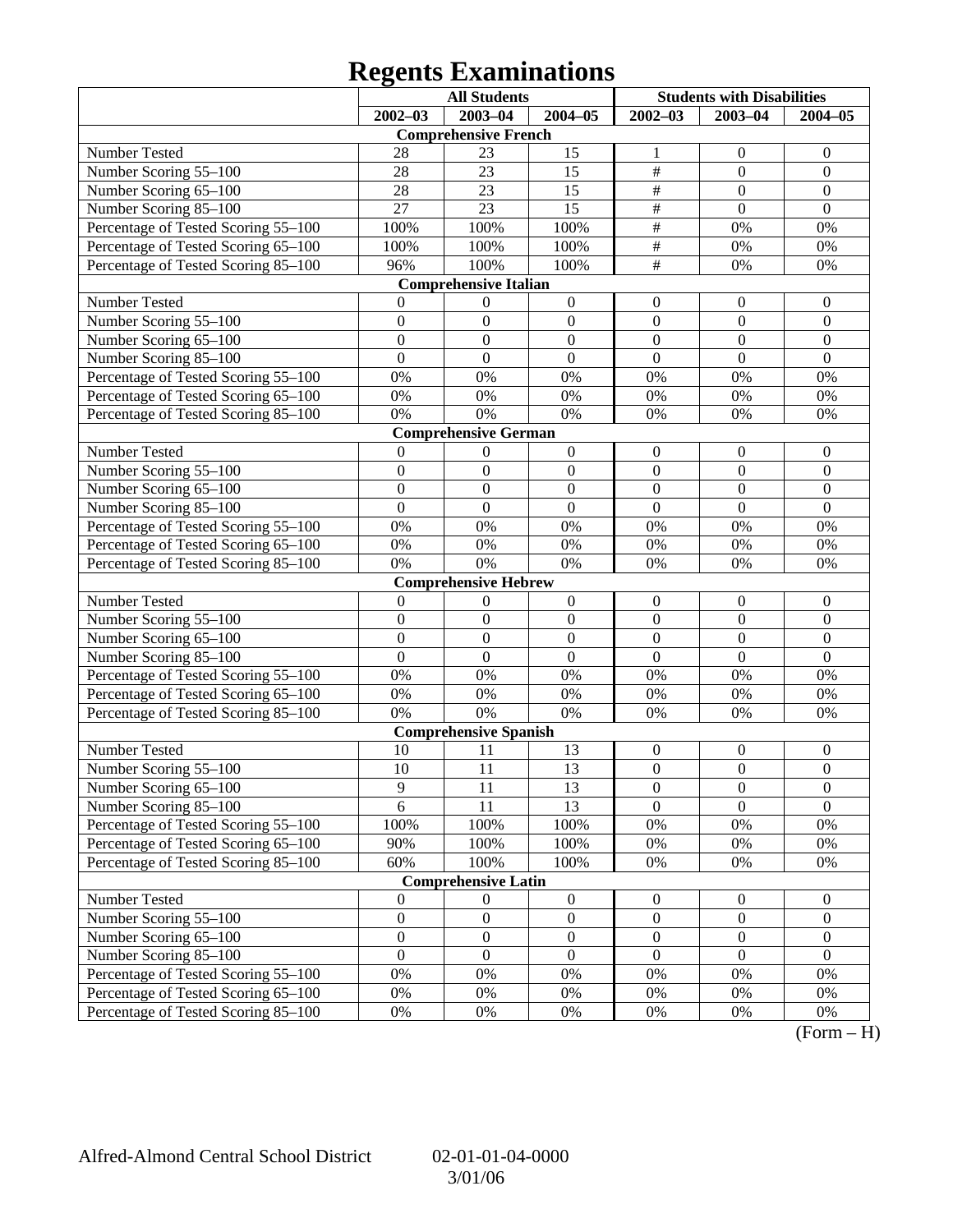# Regents Examinations

| | All Students | | | Students with Disabilities | | |
|---|---|---|---|---|---|---|
| | 2002–03 | 2003–04 | 2004–05 | 2002–03 | 2003–04 | 2004–05 |
| **Comprehensive French** | | | | | | |
| Number Tested | 28 | 23 | 15 | 1 | 0 | 0 |
| Number Scoring 55–100 | 28 | 23 | 15 | # | 0 | 0 |
| Number Scoring 65–100 | 28 | 23 | 15 | # | 0 | 0 |
| Number Scoring 85–100 | 27 | 23 | 15 | # | 0 | 0 |
| Percentage of Tested Scoring 55–100 | 100% | 100% | 100% | # | 0% | 0% |
| Percentage of Tested Scoring 65–100 | 100% | 100% | 100% | # | 0% | 0% |
| Percentage of Tested Scoring 85–100 | 96% | 100% | 100% | # | 0% | 0% |
| **Comprehensive Italian** | | | | | | |
| Number Tested | 0 | 0 | 0 | 0 | 0 | 0 |
| Number Scoring 55–100 | 0 | 0 | 0 | 0 | 0 | 0 |
| Number Scoring 65–100 | 0 | 0 | 0 | 0 | 0 | 0 |
| Number Scoring 85–100 | 0 | 0 | 0 | 0 | 0 | 0 |
| Percentage of Tested Scoring 55–100 | 0% | 0% | 0% | 0% | 0% | 0% |
| Percentage of Tested Scoring 65–100 | 0% | 0% | 0% | 0% | 0% | 0% |
| Percentage of Tested Scoring 85–100 | 0% | 0% | 0% | 0% | 0% | 0% |
| **Comprehensive German** | | | | | | |
| Number Tested | 0 | 0 | 0 | 0 | 0 | 0 |
| Number Scoring 55–100 | 0 | 0 | 0 | 0 | 0 | 0 |
| Number Scoring 65–100 | 0 | 0 | 0 | 0 | 0 | 0 |
| Number Scoring 85–100 | 0 | 0 | 0 | 0 | 0 | 0 |
| Percentage of Tested Scoring 55–100 | 0% | 0% | 0% | 0% | 0% | 0% |
| Percentage of Tested Scoring 65–100 | 0% | 0% | 0% | 0% | 0% | 0% |
| Percentage of Tested Scoring 85–100 | 0% | 0% | 0% | 0% | 0% | 0% |
| **Comprehensive Hebrew** | | | | | | |
| Number Tested | 0 | 0 | 0 | 0 | 0 | 0 |
| Number Scoring 55–100 | 0 | 0 | 0 | 0 | 0 | 0 |
| Number Scoring 65–100 | 0 | 0 | 0 | 0 | 0 | 0 |
| Number Scoring 85–100 | 0 | 0 | 0 | 0 | 0 | 0 |
| Percentage of Tested Scoring 55–100 | 0% | 0% | 0% | 0% | 0% | 0% |
| Percentage of Tested Scoring 65–100 | 0% | 0% | 0% | 0% | 0% | 0% |
| Percentage of Tested Scoring 85–100 | 0% | 0% | 0% | 0% | 0% | 0% |
| **Comprehensive Spanish** | | | | | | |
| Number Tested | 10 | 11 | 13 | 0 | 0 | 0 |
| Number Scoring 55–100 | 10 | 11 | 13 | 0 | 0 | 0 |
| Number Scoring 65–100 | 9 | 11 | 13 | 0 | 0 | 0 |
| Number Scoring 85–100 | 6 | 11 | 13 | 0 | 0 | 0 |
| Percentage of Tested Scoring 55–100 | 100% | 100% | 100% | 0% | 0% | 0% |
| Percentage of Tested Scoring 65–100 | 90% | 100% | 100% | 0% | 0% | 0% |
| Percentage of Tested Scoring 85–100 | 60% | 100% | 100% | 0% | 0% | 0% |
| **Comprehensive Latin** | | | | | | |
| Number Tested | 0 | 0 | 0 | 0 | 0 | 0 |
| Number Scoring 55–100 | 0 | 0 | 0 | 0 | 0 | 0 |
| Number Scoring 65–100 | 0 | 0 | 0 | 0 | 0 | 0 |
| Number Scoring 85–100 | 0 | 0 | 0 | 0 | 0 | 0 |
| Percentage of Tested Scoring 55–100 | 0% | 0% | 0% | 0% | 0% | 0% |
| Percentage of Tested Scoring 65–100 | 0% | 0% | 0% | 0% | 0% | 0% |
| Percentage of Tested Scoring 85–100 | 0% | 0% | 0% | 0% | 0% | 0% |

(Form – H)

Alfred-Almond Central School District 02-01-01-04-0000 3/01/06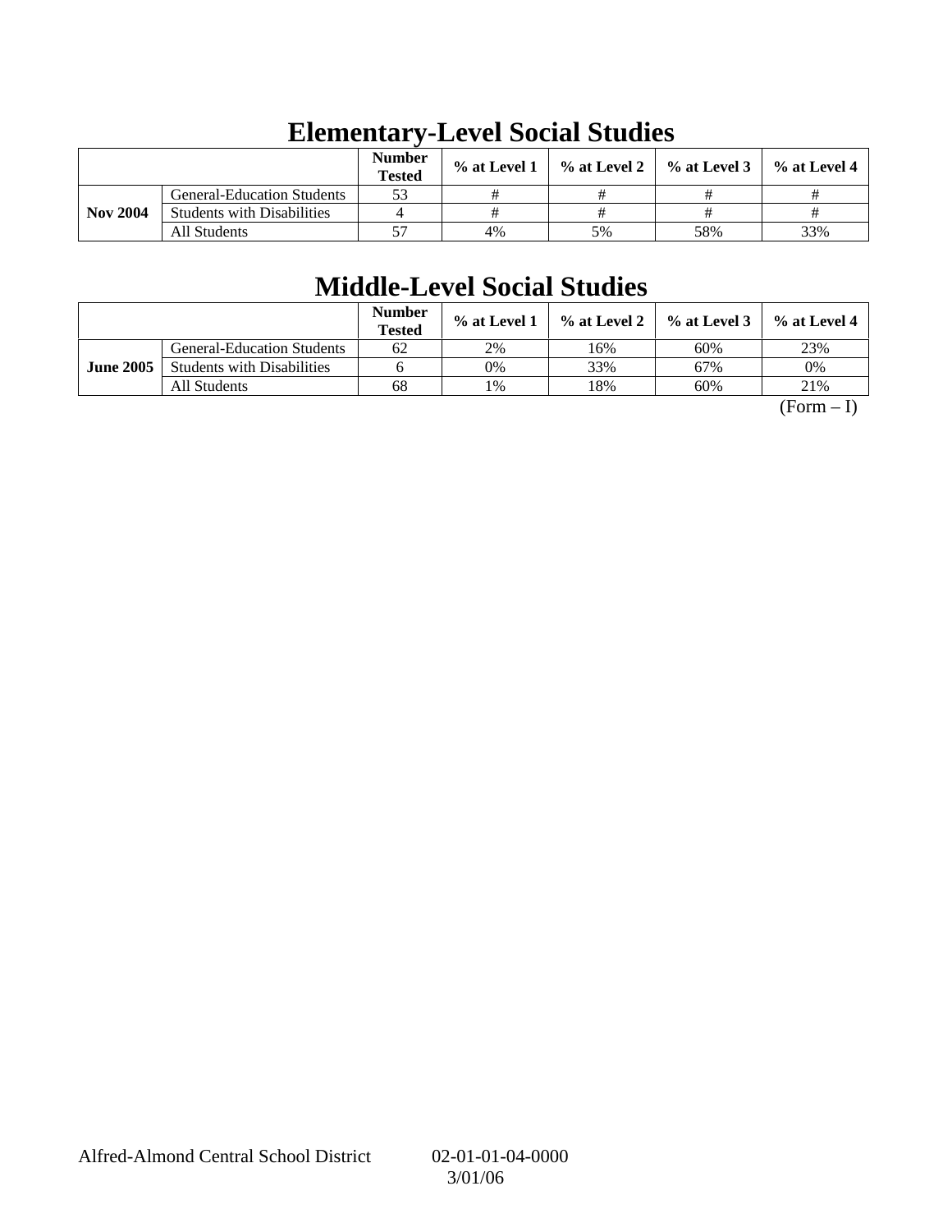## Elementary-Level Social Studies

| | | Number Tested | % at Level 1 | % at Level 2 | % at Level 3 | % at Level 4 |
|---|---|---|---|---|---|---|
| Nov 2004 | General-Education Students | 53 | # | # | # | # |
| | Students with Disabilities | 4 | # | # | # | # |
| | All Students | 57 | 4% | 5% | 58% | 33% |

## Middle-Level Social Studies

| | | Number Tested | % at Level 1 | % at Level 2 | % at Level 3 | % at Level 4 |
|---|---|---|---|---|---|---|
| June 2005 | General-Education Students | 62 | 2% | 16% | 60% | 23% |
| | Students with Disabilities | 6 | 0% | 33% | 67% | 0% |
| | All Students | 68 | 1% | 18% | 60% | 21% |

(Form – I)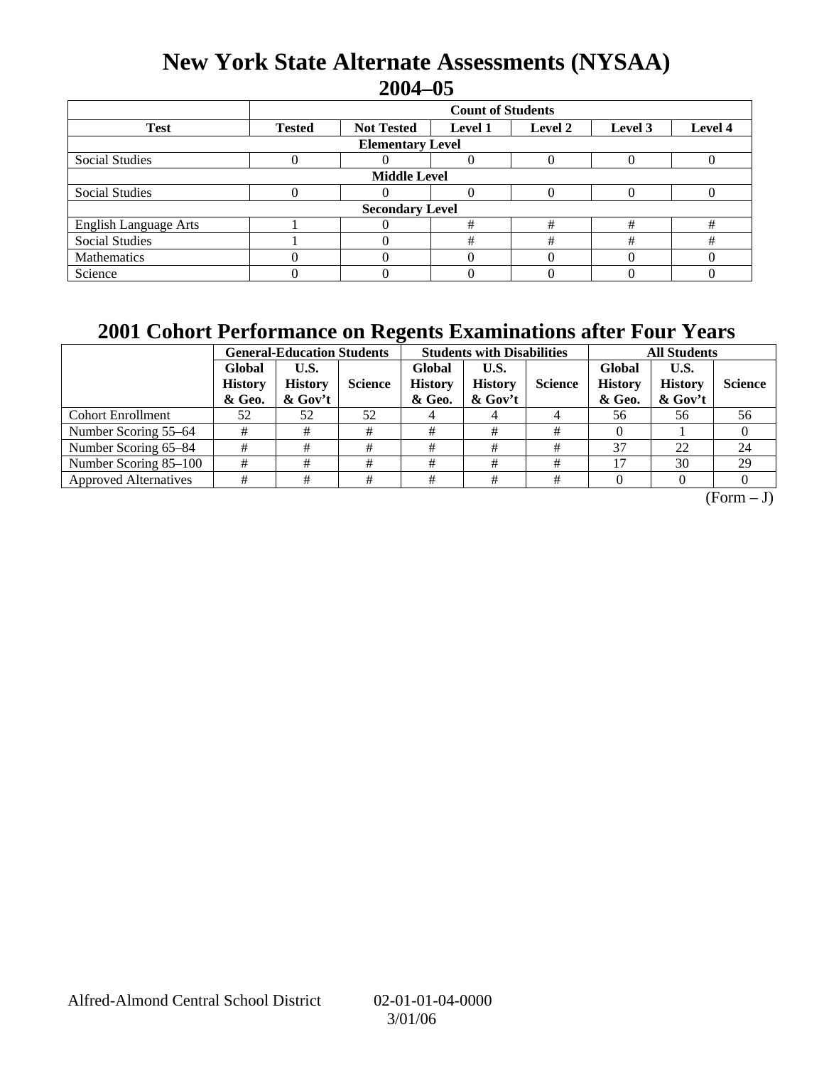# New York State Alternate Assessments (NYSAA)
## 2004–05

| | Count of Students | | | | | |
|---|---|---|---|---|---|---|
| **Test** | **Tested** | **Not Tested** | **Level 1** | **Level 2** | **Level 3** | **Level 4** |
| **Elementary Level** | | | | | | |
| Social Studies | 0 | 0 | 0 | 0 | 0 | 0 |
| **Middle Level** | | | | | | |
| Social Studies | 0 | 0 | 0 | 0 | 0 | 0 |
| **Secondary Level** | | | | | | |
| English Language Arts | 1 | 0 | # | # | # | # |
| Social Studies | 1 | 0 | # | # | # | # |
| Mathematics | 0 | 0 | 0 | 0 | 0 | 0 |
| Science | 0 | 0 | 0 | 0 | 0 | 0 |

## 2001 Cohort Performance on Regents Examinations after Four Years

| | General-Education Students | | | Students with Disabilities | | | All Students | | |
|---|---|---|---|---|---|---|---|---|---|
| | **Global History & Geo.** | **U.S. History & Gov't** | **Science** | **Global History & Geo.** | **U.S. History & Gov't** | **Science** | **Global History & Geo.** | **U.S. History & Gov't** | **Science** |
| Cohort Enrollment | 52 | 52 | 52 | 4 | 4 | 4 | 56 | 56 | 56 |
| Number Scoring 55–64 | # | # | # | # | # | # | 0 | 1 | 0 |
| Number Scoring 65–84 | # | # | # | # | # | # | 37 | 22 | 24 |
| Number Scoring 85–100 | # | # | # | # | # | # | 17 | 30 | 29 |
| Approved Alternatives | # | # | # | # | # | # | 0 | 0 | 0 |

(Form – J)

Alfred-Almond Central School District 02-01-01-04-0000 3/01/06